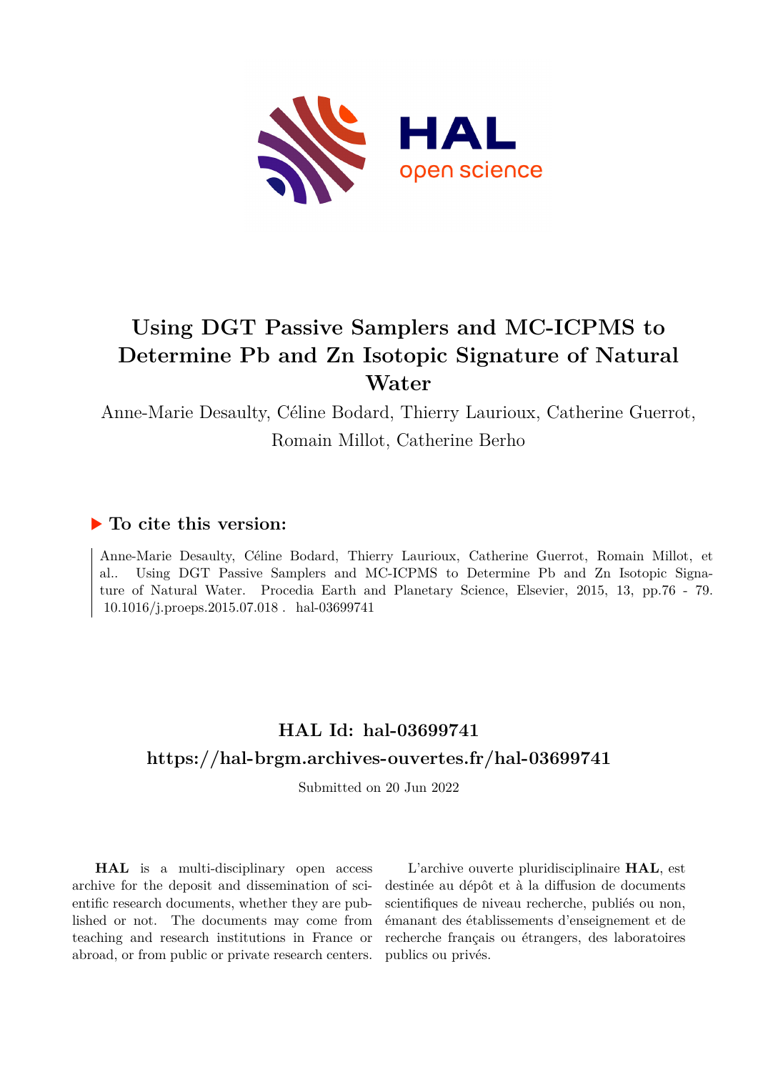# Using DGT Passive Samplers and MC-ICPMS to Determine Pb and Zn Isotopic Signature of Natural Water

Anne-Marie Desaulty, Céline Bodard, Thierry Laurioux, Catherine Guerrot, Romain Millot, Catherine Berho

## ▶ To cite this version:

Anne-Marie Desaulty, Céline Bodard, Thierry Laurioux, Catherine Guerrot, Romain Millot, et al.. Using DGT Passive Samplers and MC-ICPMS to Determine Pb and Zn Isotopic Signature of Natural Water. Procedia Earth and Planetary Science, Elsevier, 2015, 13, pp.76 - 79. 10.1016/j.proeps.2015.07.018 . hal-03699741

## HAL Id: hal-03699741

## https://hal-brgm.archives-ouvertes.fr/hal-03699741

Submitted on 20 Jun 2022

**HAL** is a multi-disciplinary open access archive for the deposit and dissemination of scientific research documents, whether they are published or not. The documents may come from teaching and research institutions in France or abroad, or from public or private research centers.

L'archive ouverte pluridisciplinaire **HAL**, est destinée au dépôt et à la diffusion de documents scientifiques de niveau recherche, publiés ou non, émanant des établissements d'enseignement et de recherche français ou étrangers, des laboratoires publics ou privés.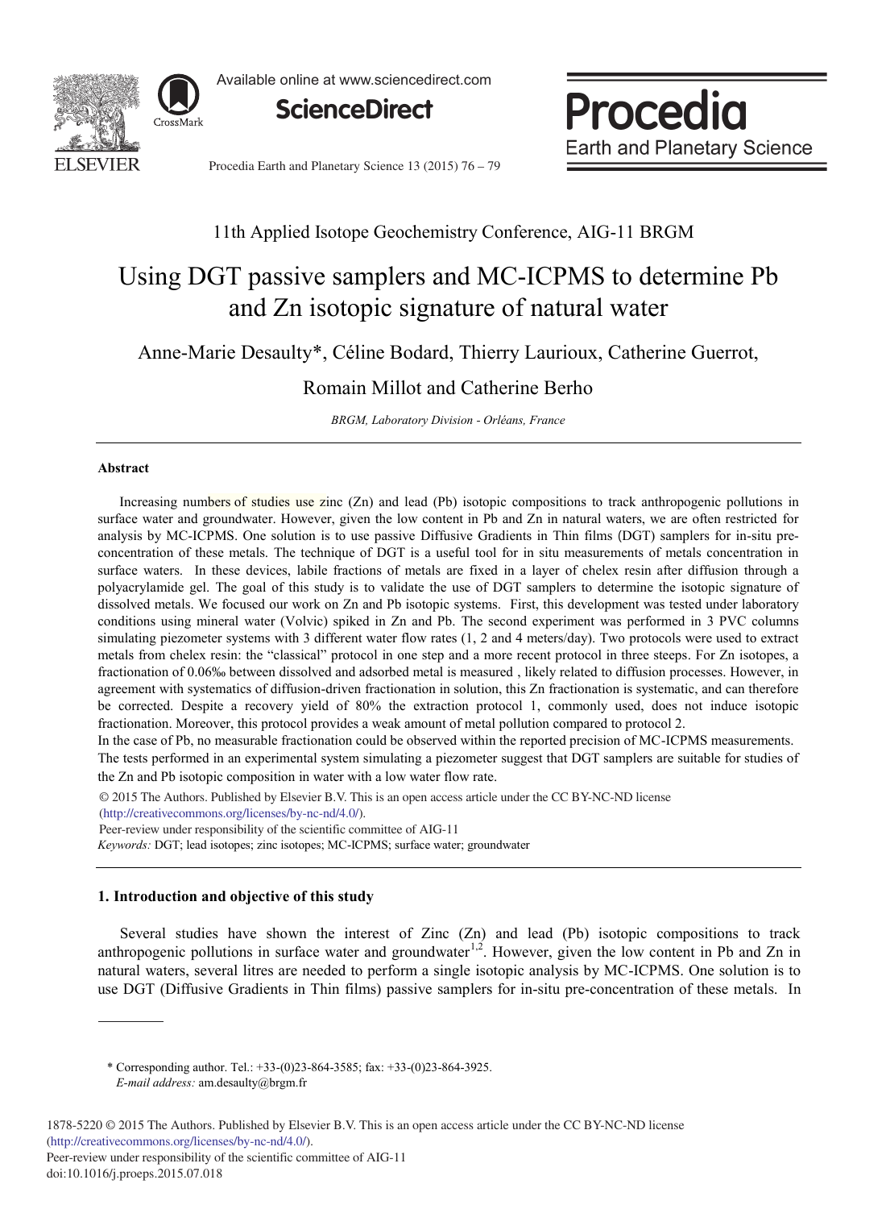# 11th Applied Isotope Geochemistry Conference, AIG-11 BRGM

# Using DGT passive samplers and MC-ICPMS to determine Pb and Zn isotopic signature of natural water

Anne-Marie Desaulty*, Céline Bodard, Thierry Laurioux, Catherine Guerrot, Romain Millot and Catherine Berho

*BRGM, Laboratory Division - Orléans, France*

---

## Abstract

Increasing numbers of studies use zinc (Zn) and lead (Pb) isotopic compositions to track anthropogenic pollutions in surface water and groundwater. However, given the low content in Pb and Zn in natural waters, we are often restricted for analysis by MC-ICPMS. One solution is to use passive Diffusive Gradients in Thin films (DGT) samplers for in-situ pre-concentration of these metals. The technique of DGT is a useful tool for in situ measurements of metals concentration in surface waters. In these devices, labile fractions of metals are fixed in a layer of chelex resin after diffusion through a polyacrylamide gel. The goal of this study is to validate the use of DGT samplers to determine the isotopic signature of dissolved metals. We focused our work on Zn and Pb isotopic systems. First, this development was tested under laboratory conditions using mineral water (Volvic) spiked in Zn and Pb. The second experiment was performed in 3 PVC columns simulating piezometer systems with 3 different water flow rates (1, 2 and 4 meters/day). Two protocols were used to extract metals from chelex resin: the "classical" protocol in one step and a more recent protocol in three steeps. For Zn isotopes, a fractionation of 0.06‰ between dissolved and adsorbed metal is measured , likely related to diffusion processes. However, in agreement with systematics of diffusion-driven fractionation in solution, this Zn fractionation is systematic, and can therefore be corrected. Despite a recovery yield of 80% the extraction protocol 1, commonly used, does not induce isotopic fractionation. Moreover, this protocol provides a weak amount of metal pollution compared to protocol 2.

In the case of Pb, no measurable fractionation could be observed within the reported precision of MC-ICPMS measurements. The tests performed in an experimental system simulating a piezometer suggest that DGT samplers are suitable for studies of the Zn and Pb isotopic composition in water with a low water flow rate.

© 2015 The Authors. Published by Elsevier B.V. This is an open access article under the CC BY-NC-ND license (http://creativecommons.org/licenses/by-nc-nd/4.0/).

Peer-review under responsibility of the scientific committee of AIG-11

*Keywords:* DGT; lead isotopes; zinc isotopes; MC-ICPMS; surface water; groundwater

---

## 1. Introduction and objective of this study

Several studies have shown the interest of Zinc (Zn) and lead (Pb) isotopic compositions to track anthropogenic pollutions in surface water and groundwater[1,2]. However, given the low content in Pb and Zn in natural waters, several litres are needed to perform a single isotopic analysis by MC-ICPMS. One solution is to use DGT (Diffusive Gradients in Thin films) passive samplers for in-situ pre-concentration of these metals. In

---

\* Corresponding author. Tel.: +33-(0)23-864-3585; fax: +33-(0)23-864-3925.
*E-mail address:* am.desaulty@brgm.fr

1878-5220 © 2015 The Authors. Published by Elsevier B.V. This is an open access article under the CC BY-NC-ND license (http://creativecommons.org/licenses/by-nc-nd/4.0/).
Peer-review under responsibility of the scientific committee of AIG-11
doi:10.1016/j.proeps.2015.07.018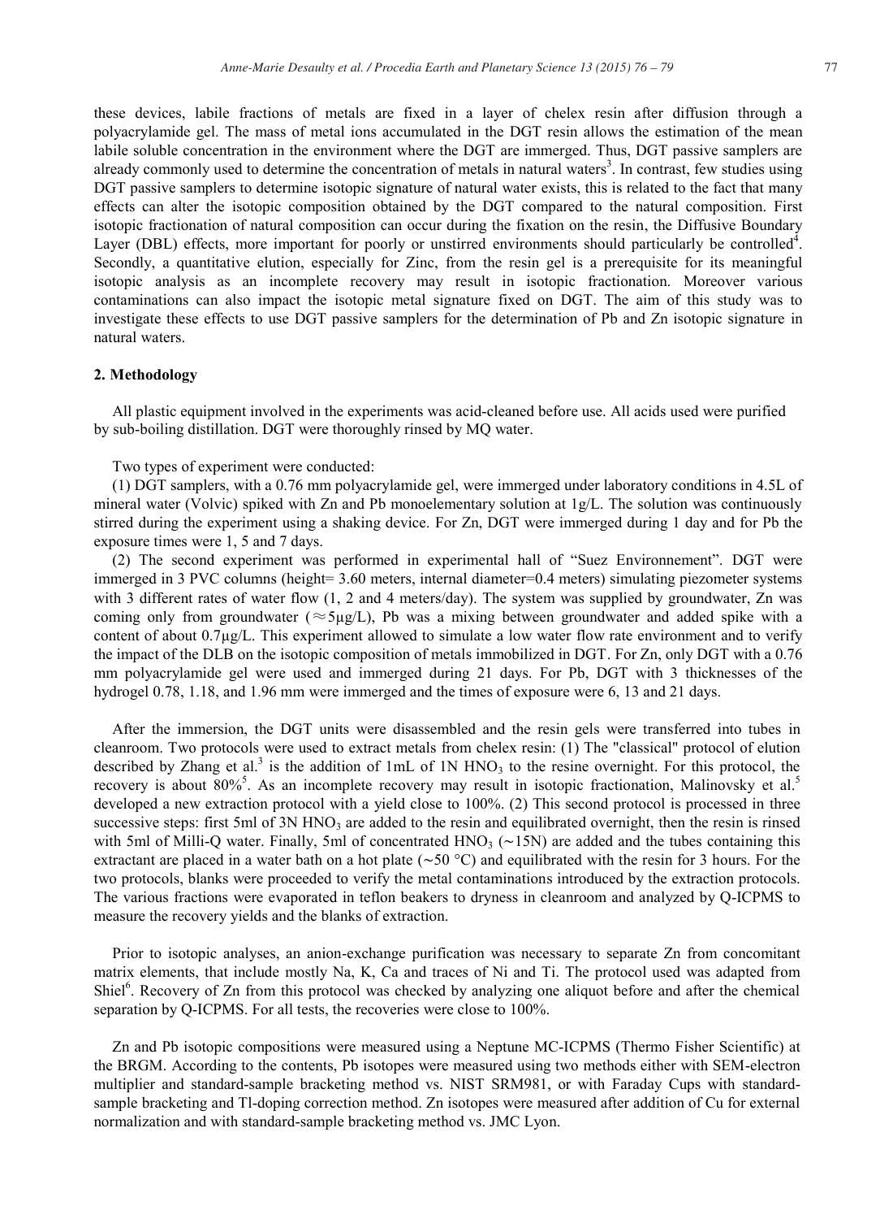these devices, labile fractions of metals are fixed in a layer of chelex resin after diffusion through a polyacrylamide gel. The mass of metal ions accumulated in the DGT resin allows the estimation of the mean labile soluble concentration in the environment where the DGT are immerged. Thus, DGT passive samplers are already commonly used to determine the concentration of metals in natural waters[3]. In contrast, few studies using DGT passive samplers to determine isotopic signature of natural water exists, this is related to the fact that many effects can alter the isotopic composition obtained by the DGT compared to the natural composition. First isotopic fractionation of natural composition can occur during the fixation on the resin, the Diffusive Boundary Layer (DBL) effects, more important for poorly or unstirred environments should particularly be controlled[4]. Secondly, a quantitative elution, especially for Zinc, from the resin gel is a prerequisite for its meaningful isotopic analysis as an incomplete recovery may result in isotopic fractionation. Moreover various contaminations can also impact the isotopic metal signature fixed on DGT. The aim of this study was to investigate these effects to use DGT passive samplers for the determination of Pb and Zn isotopic signature in natural waters.

## 2. Methodology

All plastic equipment involved in the experiments was acid-cleaned before use. All acids used were purified by sub-boiling distillation. DGT were thoroughly rinsed by MQ water.

Two types of experiment were conducted:

(1) DGT samplers, with a 0.76 mm polyacrylamide gel, were immerged under laboratory conditions in 4.5L of mineral water (Volvic) spiked with Zn and Pb monoelementary solution at 1g/L. The solution was continuously stirred during the experiment using a shaking device. For Zn, DGT were immerged during 1 day and for Pb the exposure times were 1, 5 and 7 days.

(2) The second experiment was performed in experimental hall of "Suez Environnement". DGT were immerged in 3 PVC columns (height= 3.60 meters, internal diameter=0.4 meters) simulating piezometer systems with 3 different rates of water flow (1, 2 and 4 meters/day). The system was supplied by groundwater, Zn was coming only from groundwater ($\approx$5µg/L), Pb was a mixing between groundwater and added spike with a content of about 0.7µg/L. This experiment allowed to simulate a low water flow rate environment and to verify the impact of the DLB on the isotopic composition of metals immobilized in DGT. For Zn, only DGT with a 0.76 mm polyacrylamide gel were used and immerged during 21 days. For Pb, DGT with 3 thicknesses of the hydrogel 0.78, 1.18, and 1.96 mm were immerged and the times of exposure were 6, 13 and 21 days.

After the immersion, the DGT units were disassembled and the resin gels were transferred into tubes in cleanroom. Two protocols were used to extract metals from chelex resin: (1) The "classical" protocol of elution described by Zhang et al.[3] is the addition of 1mL of 1N $HNO_3$ to the resine overnight. For this protocol, the recovery is about 80%[5]. As an incomplete recovery may result in isotopic fractionation, Malinovsky et al.[5] developed a new extraction protocol with a yield close to 100%. (2) This second protocol is processed in three successive steps: first 5ml of 3N $HNO_3$ are added to the resin and equilibrated overnight, then the resin is rinsed with 5ml of Milli-Q water. Finally, 5ml of concentrated $HNO_3$ (~15N) are added and the tubes containing this extractant are placed in a water bath on a hot plate (~50 °C) and equilibrated with the resin for 3 hours. For the two protocols, blanks were proceeded to verify the metal contaminations introduced by the extraction protocols. The various fractions were evaporated in teflon beakers to dryness in cleanroom and analyzed by Q-ICPMS to measure the recovery yields and the blanks of extraction.

Prior to isotopic analyses, an anion-exchange purification was necessary to separate Zn from concomitant matrix elements, that include mostly Na, K, Ca and traces of Ni and Ti. The protocol used was adapted from Shiel[6]. Recovery of Zn from this protocol was checked by analyzing one aliquot before and after the chemical separation by Q-ICPMS. For all tests, the recoveries were close to 100%.

Zn and Pb isotopic compositions were measured using a Neptune MC-ICPMS (Thermo Fisher Scientific) at the BRGM. According to the contents, Pb isotopes were measured using two methods either with SEM-electron multiplier and standard-sample bracketing method vs. NIST SRM981, or with Faraday Cups with standard-sample bracketing and Tl-doping correction method. Zn isotopes were measured after addition of Cu for external normalization and with standard-sample bracketing method vs. JMC Lyon.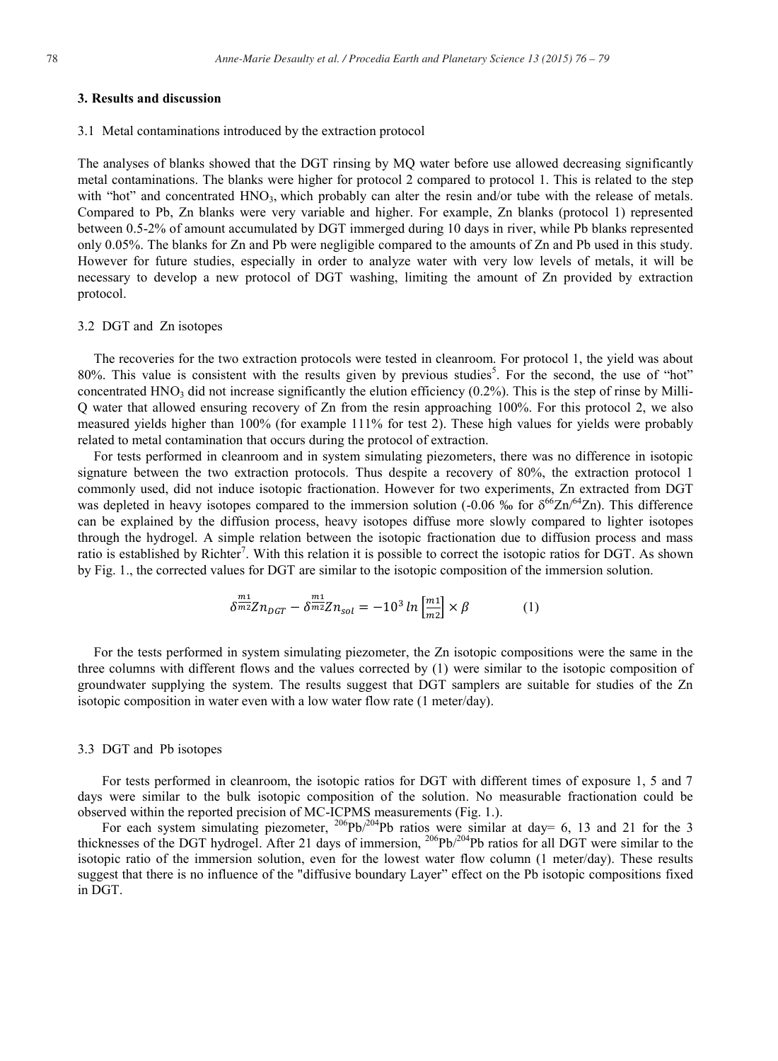## 3. Results and discussion

### 3.1 Metal contaminations introduced by the extraction protocol

The analyses of blanks showed that the DGT rinsing by MQ water before use allowed decreasing significantly metal contaminations. The blanks were higher for protocol 2 compared to protocol 1. This is related to the step with "hot" and concentrated $HNO_3$, which probably can alter the resin and/or tube with the release of metals. Compared to Pb, Zn blanks were very variable and higher. For example, Zn blanks (protocol 1) represented between 0.5-2% of amount accumulated by DGT immerged during 10 days in river, while Pb blanks represented only 0.05%. The blanks for Zn and Pb were negligible compared to the amounts of Zn and Pb used in this study. However for future studies, especially in order to analyze water with very low levels of metals, it will be necessary to develop a new protocol of DGT washing, limiting the amount of Zn provided by extraction protocol.

### 3.2 DGT and Zn isotopes

The recoveries for the two extraction protocols were tested in cleanroom. For protocol 1, the yield was about 80%. This value is consistent with the results given by previous studies[5]. For the second, the use of "hot" concentrated $HNO_3$ did not increase significantly the elution efficiency (0.2%). This is the step of rinse by Milli-Q water that allowed ensuring recovery of Zn from the resin approaching 100%. For this protocol 2, we also measured yields higher than 100% (for example 111% for test 2). These high values for yields were probably related to metal contamination that occurs during the protocol of extraction.

For tests performed in cleanroom and in system simulating piezometers, there was no difference in isotopic signature between the two extraction protocols. Thus despite a recovery of 80%, the extraction protocol 1 commonly used, did not induce isotopic fractionation. However for two experiments, Zn extracted from DGT was depleted in heavy isotopes compared to the immersion solution (-0.06 ‰ for $\delta^{66}Zn/^{64}Zn$). This difference can be explained by the diffusion process, heavy isotopes diffuse more slowly compared to lighter isotopes through the hydrogel. A simple relation between the isotopic fractionation due to diffusion process and mass ratio is established by Richter[7]. With this relation it is possible to correct the isotopic ratios for DGT. As shown by Fig. 1., the corrected values for DGT are similar to the isotopic composition of the immersion solution.

$$\delta^{\frac{m1}{m2}}Zn_{DGT} - \delta^{\frac{m1}{m2}}Zn_{sol} = -10^3 \ln\left[\frac{m1}{m2}\right] \times \beta \qquad (1)$$

For the tests performed in system simulating piezometer, the Zn isotopic compositions were the same in the three columns with different flows and the values corrected by (1) were similar to the isotopic composition of groundwater supplying the system. The results suggest that DGT samplers are suitable for studies of the Zn isotopic composition in water even with a low water flow rate (1 meter/day).

### 3.3 DGT and Pb isotopes

For tests performed in cleanroom, the isotopic ratios for DGT with different times of exposure 1, 5 and 7 days were similar to the bulk isotopic composition of the solution. No measurable fractionation could be observed within the reported precision of MC-ICPMS measurements (Fig. 1.).

For each system simulating piezometer, $^{206}Pb/^{204}Pb$ ratios were similar at day= 6, 13 and 21 for the 3 thicknesses of the DGT hydrogel. After 21 days of immersion, $^{206}Pb/^{204}Pb$ ratios for all DGT were similar to the isotopic ratio of the immersion solution, even for the lowest water flow column (1 meter/day). These results suggest that there is no influence of the "diffusive boundary Layer" effect on the Pb isotopic compositions fixed in DGT.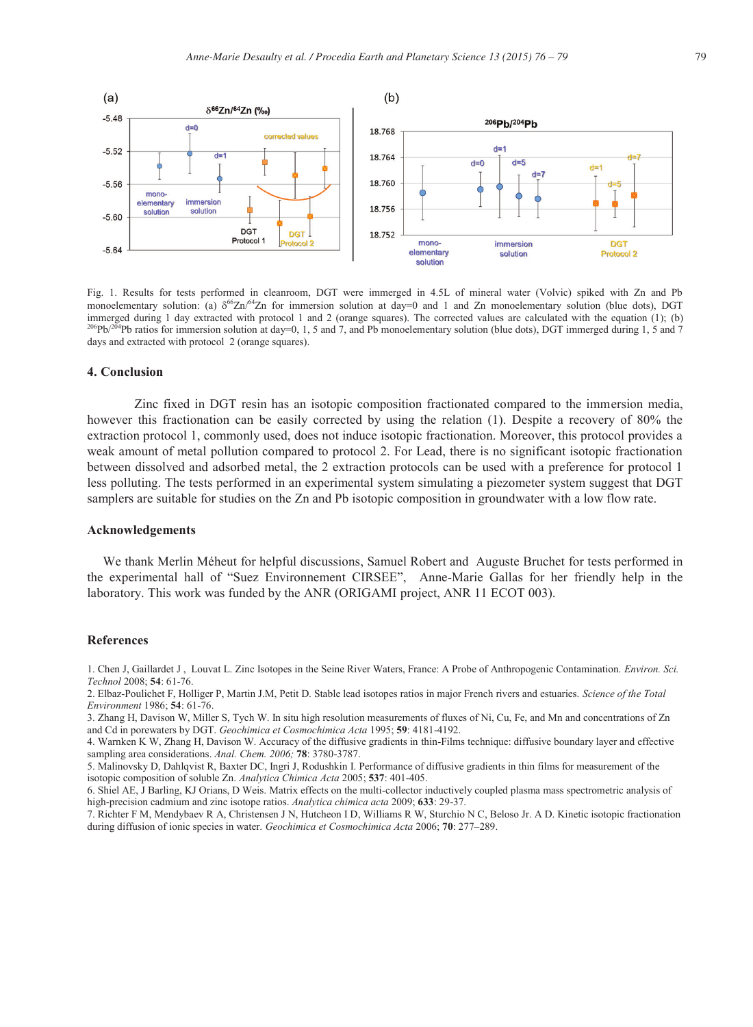(a)

$\delta^{66}Zn/^{64}Zn$ (‰)

-5.48
-5.52
-5.56
-5.60
-5.64

d=0
d=1
corrected values
mono-elementary solution
immersion solution
DGT Protocol 1
DGT Protocol 2

(b)

$^{206}Pb/^{204}Pb$

18.768
18.764
18.760
18.756
18.752

d=0
d=1
d=5
d=7
d=1
d=5
d=7
mono-elementary solution
immersion solution
DGT Protocol 2

Fig. 1. Results for tests performed in cleanroom, DGT were immerged in 4.5L of mineral water (Volvic) spiked with Zn and Pb monoelementary solution: (a) $\delta^{66}Zn/^{64}Zn$ for immersion solution at day=0 and 1 and Zn monoelementary solution (blue dots), DGT immerged during 1 day extracted with protocol 1 and 2 (orange squares). The corrected values are calculated with the equation (1); (b) $^{206}Pb/^{204}Pb$ ratios for immersion solution at day=0, 1, 5 and 7, and Pb monoelementary solution (blue dots), DGT immerged during 1, 5 and 7 days and extracted with protocol 2 (orange squares).

## 4. Conclusion

Zinc fixed in DGT resin has an isotopic composition fractionated compared to the immersion media, however this fractionation can be easily corrected by using the relation (1). Despite a recovery of 80% the extraction protocol 1, commonly used, does not induce isotopic fractionation. Moreover, this protocol provides a weak amount of metal pollution compared to protocol 2. For Lead, there is no significant isotopic fractionation between dissolved and adsorbed metal, the 2 extraction protocols can be used with a preference for protocol 1 less polluting. The tests performed in an experimental system simulating a piezometer system suggest that DGT samplers are suitable for studies on the Zn and Pb isotopic composition in groundwater with a low flow rate.

## Acknowledgements

We thank Merlin Méheut for helpful discussions, Samuel Robert and Auguste Bruchet for tests performed in the experimental hall of "Suez Environnement CIRSEE", Anne-Marie Gallas for her friendly help in the laboratory. This work was funded by the ANR (ORIGAMI project, ANR 11 ECOT 003).

## References

1. Chen J, Gaillardet J , Louvat L. Zinc Isotopes in the Seine River Waters, France: A Probe of Anthropogenic Contamination. *Environ. Sci. Technol* 2008; **54**: 61-76.
2. Elbaz-Poulichet F, Holliger P, Martin J.M, Petit D. Stable lead isotopes ratios in major French rivers and estuaries. *Science of the Total Environment* 1986; **54**: 61-76.
3. Zhang H, Davison W, Miller S, Tych W. In situ high resolution measurements of fluxes of Ni, Cu, Fe, and Mn and concentrations of Zn and Cd in porewaters by DGT. *Geochimica et Cosmochimica Acta* 1995; **59**: 4181-4192.
4. Warnken K W, Zhang H, Davison W. Accuracy of the diffusive gradients in thin-Films technique: diffusive boundary layer and effective sampling area considerations. *Anal. Chem. 2006;* **78**: 3780-3787.
5. Malinovsky D, Dahlqvist R, Baxter DC, Ingri J, Rodushkin I. Performance of diffusive gradients in thin films for measurement of the isotopic composition of soluble Zn. *Analytica Chimica Acta* 2005; **537**: 401-405.
6. Shiel AE, J Barling, KJ Orians, D Weis. Matrix effects on the multi-collector inductively coupled plasma mass spectrometric analysis of high-precision cadmium and zinc isotope ratios. *Analytica chimica acta* 2009; **633**: 29-37.
7. Richter F M, Mendybaev R A, Christensen J N, Hutcheon I D, Williams R W, Sturchio N C, Beloso Jr. A D. Kinetic isotopic fractionation during diffusion of ionic species in water. *Geochimica et Cosmochimica Acta* 2006; **70**: 277–289.